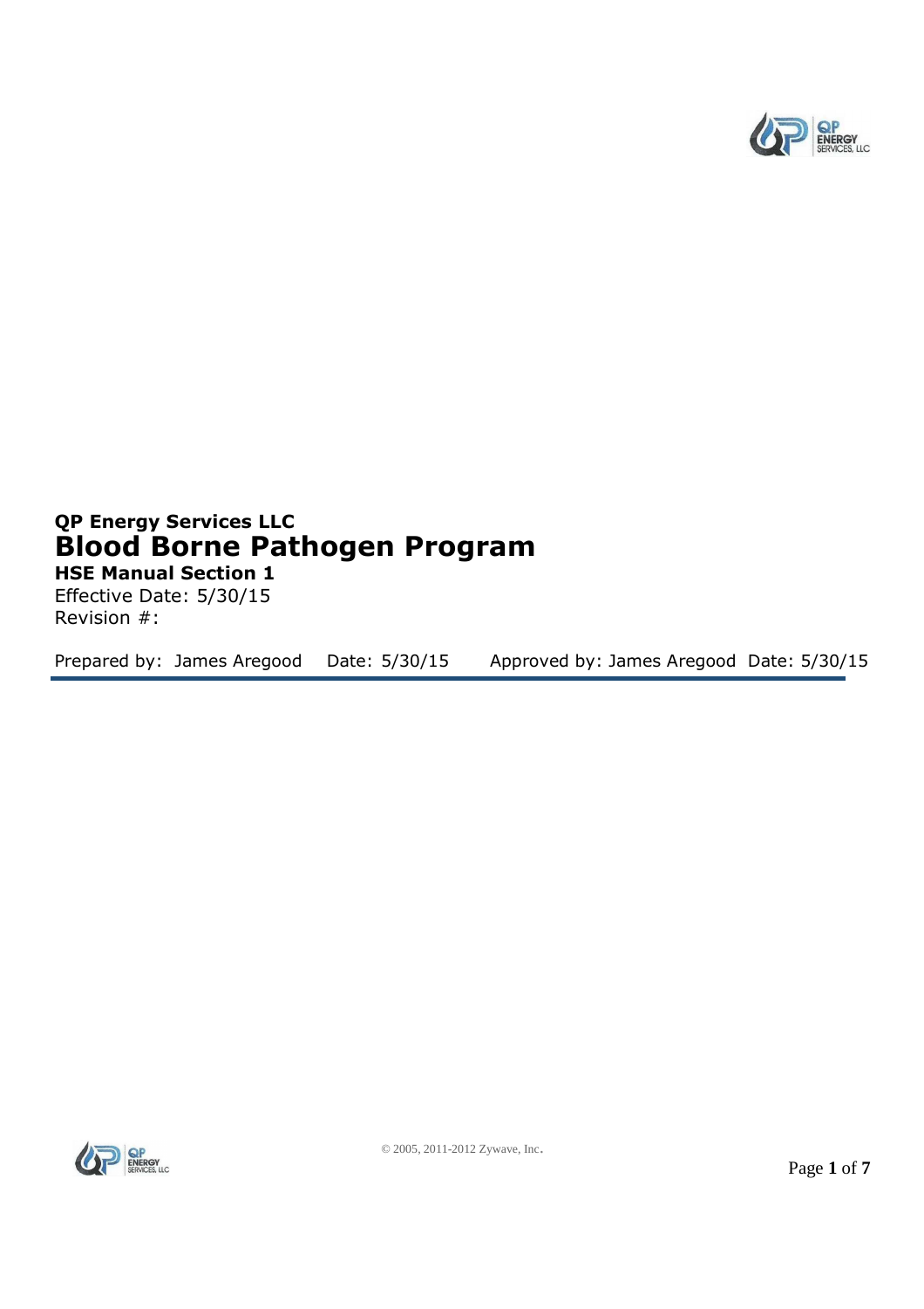**QP Energy Services LLC**

# Blood Borne Pathogen Program

**HSE Manual Section 1**

Effective Date: 5/30/15

Revision #:

Prepared by: James Aregood Date: 5/30/15 Approved by: James Aregood Date: 5/30/15

© 2005, 2011-2012 Zywave, Inc.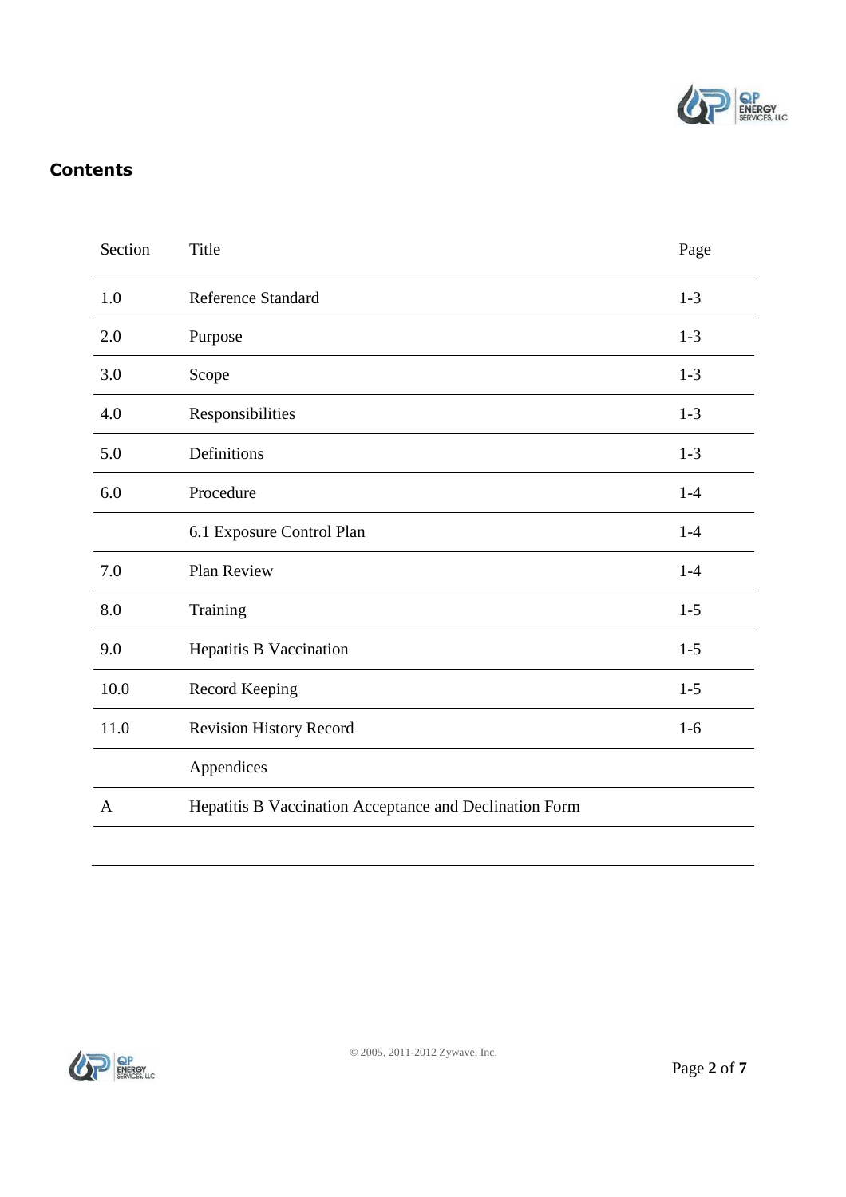## Contents

| Section | Title | Page |
|---|---|---|
| 1.0 | Reference Standard | 1-3 |
| 2.0 | Purpose | 1-3 |
| 3.0 | Scope | 1-3 |
| 4.0 | Responsibilities | 1-3 |
| 5.0 | Definitions | 1-3 |
| 6.0 | Procedure | 1-4 |
| | 6.1 Exposure Control Plan | 1-4 |
| 7.0 | Plan Review | 1-4 |
| 8.0 | Training | 1-5 |
| 9.0 | Hepatitis B Vaccination | 1-5 |
| 10.0 | Record Keeping | 1-5 |
| 11.0 | Revision History Record | 1-6 |
| | Appendices | |
| A | Hepatitis B Vaccination Acceptance and Declination Form | |

© 2005, 2011-2012 Zywave, Inc.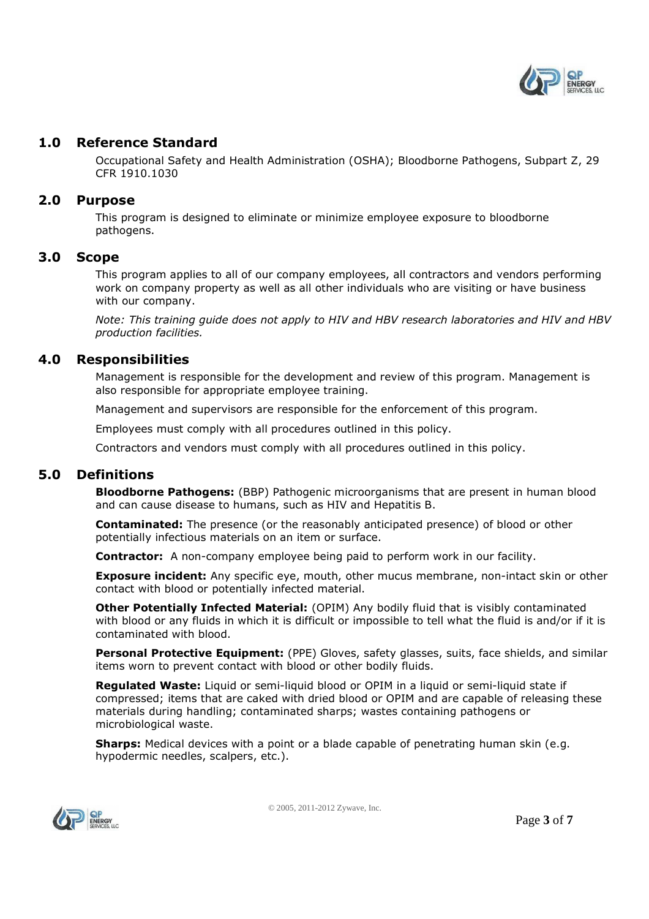## 1.0 Reference Standard

Occupational Safety and Health Administration (OSHA); Bloodborne Pathogens, Subpart Z, 29 CFR 1910.1030

## 2.0 Purpose

This program is designed to eliminate or minimize employee exposure to bloodborne pathogens.

## 3.0 Scope

This program applies to all of our company employees, all contractors and vendors performing work on company property as well as all other individuals who are visiting or have business with our company.

*Note: This training guide does not apply to HIV and HBV research laboratories and HIV and HBV production facilities.*

## 4.0 Responsibilities

Management is responsible for the development and review of this program. Management is also responsible for appropriate employee training.

Management and supervisors are responsible for the enforcement of this program.

Employees must comply with all procedures outlined in this policy.

Contractors and vendors must comply with all procedures outlined in this policy.

## 5.0 Definitions

**Bloodborne Pathogens:** (BBP) Pathogenic microorganisms that are present in human blood and can cause disease to humans, such as HIV and Hepatitis B.

**Contaminated:** The presence (or the reasonably anticipated presence) of blood or other potentially infectious materials on an item or surface.

**Contractor:** A non-company employee being paid to perform work in our facility.

**Exposure incident:** Any specific eye, mouth, other mucus membrane, non-intact skin or other contact with blood or potentially infected material.

**Other Potentially Infected Material:** (OPIM) Any bodily fluid that is visibly contaminated with blood or any fluids in which it is difficult or impossible to tell what the fluid is and/or if it is contaminated with blood.

**Personal Protective Equipment:** (PPE) Gloves, safety glasses, suits, face shields, and similar items worn to prevent contact with blood or other bodily fluids.

**Regulated Waste:** Liquid or semi-liquid blood or OPIM in a liquid or semi-liquid state if compressed; items that are caked with dried blood or OPIM and are capable of releasing these materials during handling; contaminated sharps; wastes containing pathogens or microbiological waste.

**Sharps:** Medical devices with a point or a blade capable of penetrating human skin (e.g. hypodermic needles, scalpers, etc.).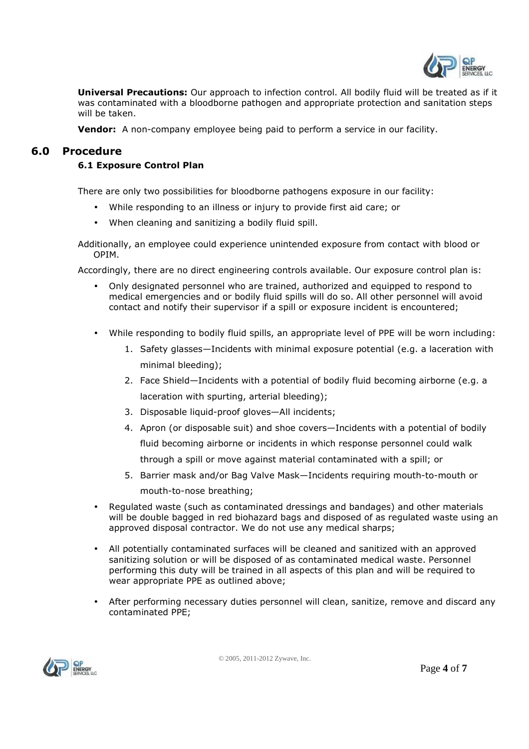**Universal Precautions:** Our approach to infection control. All bodily fluid will be treated as if it was contaminated with a bloodborne pathogen and appropriate protection and sanitation steps will be taken.

**Vendor:** A non-company employee being paid to perform a service in our facility.

## 6.0 Procedure

### 6.1 Exposure Control Plan

There are only two possibilities for bloodborne pathogens exposure in our facility:

- While responding to an illness or injury to provide first aid care; or
- When cleaning and sanitizing a bodily fluid spill.

Additionally, an employee could experience unintended exposure from contact with blood or OPIM.

Accordingly, there are no direct engineering controls available. Our exposure control plan is:

- Only designated personnel who are trained, authorized and equipped to respond to medical emergencies and or bodily fluid spills will do so. All other personnel will avoid contact and notify their supervisor if a spill or exposure incident is encountered;

- While responding to bodily fluid spills, an appropriate level of PPE will be worn including:
    1. Safety glasses—Incidents with minimal exposure potential (e.g. a laceration with minimal bleeding);
    2. Face Shield—Incidents with a potential of bodily fluid becoming airborne (e.g. a laceration with spurting, arterial bleeding);
    3. Disposable liquid-proof gloves—All incidents;
    4. Apron (or disposable suit) and shoe covers—Incidents with a potential of bodily fluid becoming airborne or incidents in which response personnel could walk through a spill or move against material contaminated with a spill; or
    5. Barrier mask and/or Bag Valve Mask—Incidents requiring mouth-to-mouth or mouth-to-nose breathing;

- Regulated waste (such as contaminated dressings and bandages) and other materials will be double bagged in red biohazard bags and disposed of as regulated waste using an approved disposal contractor. We do not use any medical sharps;

- All potentially contaminated surfaces will be cleaned and sanitized with an approved sanitizing solution or will be disposed of as contaminated medical waste. Personnel performing this duty will be trained in all aspects of this plan and will be required to wear appropriate PPE as outlined above;

- After performing necessary duties personnel will clean, sanitize, remove and discard any contaminated PPE;

© 2005, 2011-2012 Zywave, Inc.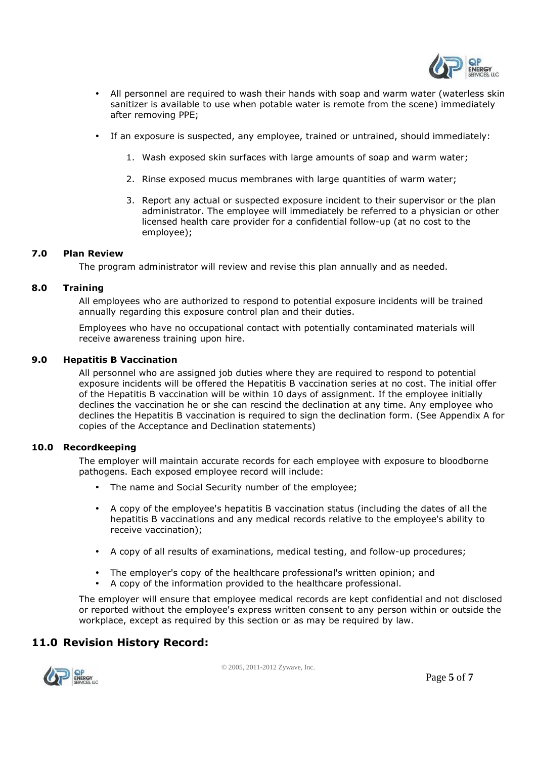- All personnel are required to wash their hands with soap and warm water (waterless skin sanitizer is available to use when potable water is remote from the scene) immediately after removing PPE;

- If an exposure is suspected, any employee, trained or untrained, should immediately:

    1. Wash exposed skin surfaces with large amounts of soap and warm water;

    2. Rinse exposed mucus membranes with large quantities of warm water;

    3. Report any actual or suspected exposure incident to their supervisor or the plan administrator. The employee will immediately be referred to a physician or other licensed health care provider for a confidential follow-up (at no cost to the employee);

### 7.0 Plan Review

The program administrator will review and revise this plan annually and as needed.

### 8.0 Training

All employees who are authorized to respond to potential exposure incidents will be trained annually regarding this exposure control plan and their duties.

Employees who have no occupational contact with potentially contaminated materials will receive awareness training upon hire.

### 9.0 Hepatitis B Vaccination

All personnel who are assigned job duties where they are required to respond to potential exposure incidents will be offered the Hepatitis B vaccination series at no cost. The initial offer of the Hepatitis B vaccination will be within 10 days of assignment. If the employee initially declines the vaccination he or she can rescind the declination at any time. Any employee who declines the Hepatitis B vaccination is required to sign the declination form. (See Appendix A for copies of the Acceptance and Declination statements)

### 10.0 Recordkeeping

The employer will maintain accurate records for each employee with exposure to bloodborne pathogens. Each exposed employee record will include:

- The name and Social Security number of the employee;

- A copy of the employee's hepatitis B vaccination status (including the dates of all the hepatitis B vaccinations and any medical records relative to the employee's ability to receive vaccination);

- A copy of all results of examinations, medical testing, and follow-up procedures;

- The employer's copy of the healthcare professional's written opinion; and
- A copy of the information provided to the healthcare professional.

The employer will ensure that employee medical records are kept confidential and not disclosed or reported without the employee's express written consent to any person within or outside the workplace, except as required by this section or as may be required by law.

## 11.0 Revision History Record: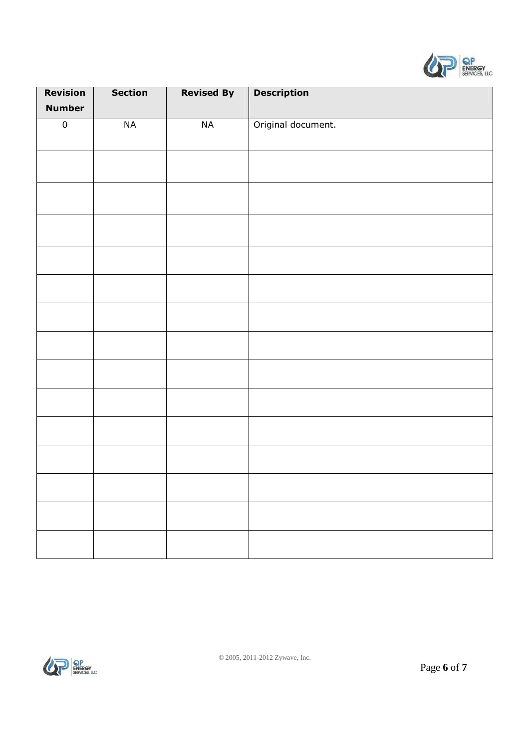| Revision Number | Section | Revised By | Description |
|---|---|---|---|
| 0 | NA | NA | Original document. |
| | | | |
| | | | |
| | | | |
| | | | |
| | | | |
| | | | |
| | | | |
| | | | |
| | | | |
| | | | |
| | | | |
| | | | |
| | | | |
| | | | |

© 2005, 2011-2012 Zywave, Inc.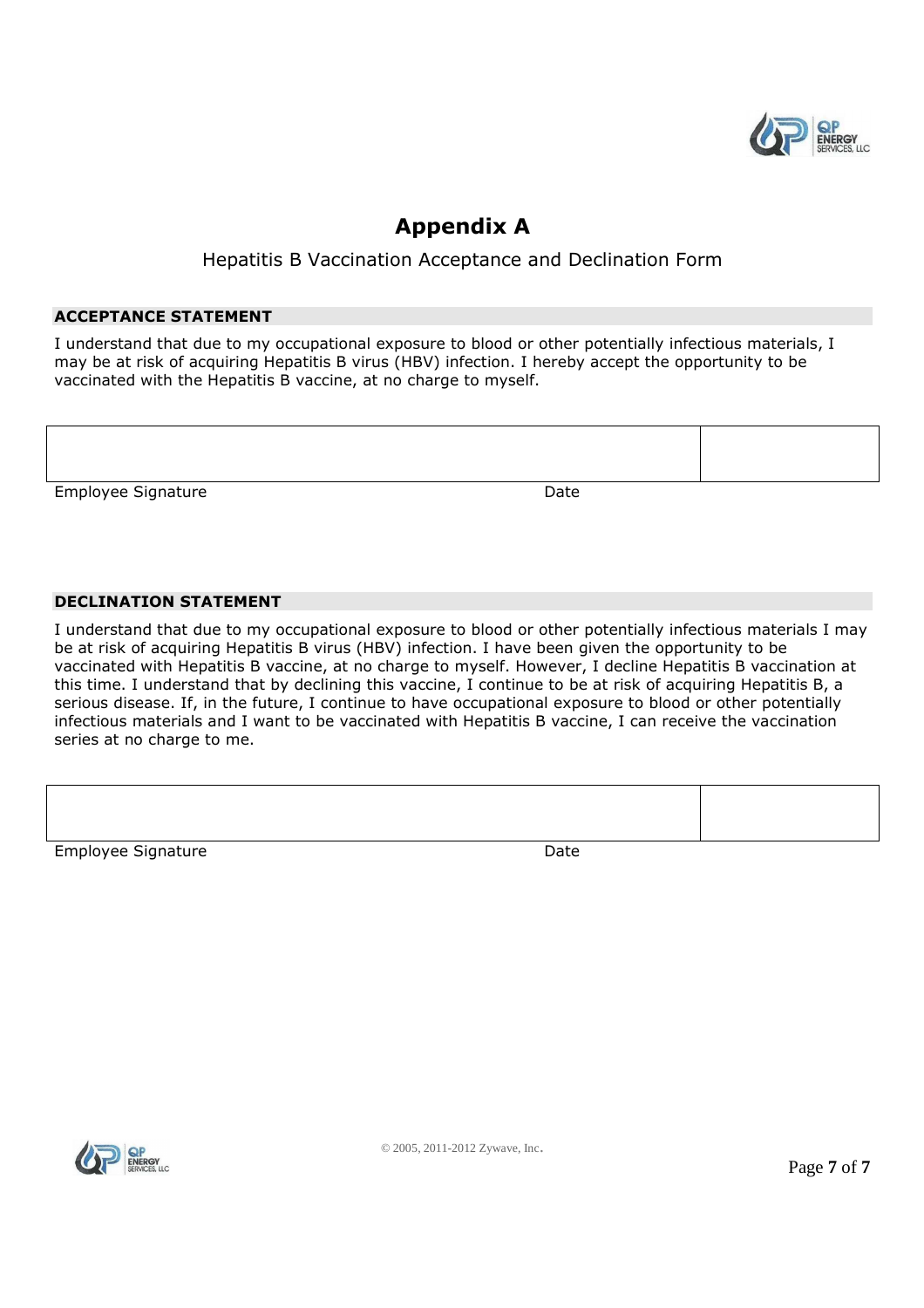# Appendix A

Hepatitis B Vaccination Acceptance and Declination Form

## ACCEPTANCE STATEMENT

I understand that due to my occupational exposure to blood or other potentially infectious materials, I may be at risk of acquiring Hepatitis B virus (HBV) infection. I hereby accept the opportunity to be vaccinated with the Hepatitis B vaccine, at no charge to myself.

| | |
|---|---|
| | |
| Employee Signature | Date |

## DECLINATION STATEMENT

I understand that due to my occupational exposure to blood or other potentially infectious materials I may be at risk of acquiring Hepatitis B virus (HBV) infection. I have been given the opportunity to be vaccinated with Hepatitis B vaccine, at no charge to myself. However, I decline Hepatitis B vaccination at this time. I understand that by declining this vaccine, I continue to be at risk of acquiring Hepatitis B, a serious disease. If, in the future, I continue to have occupational exposure to blood or other potentially infectious materials and I want to be vaccinated with Hepatitis B vaccine, I can receive the vaccination series at no charge to me.

| | |
|---|---|
| | |
| Employee Signature | Date |

© 2005, 2011-2012 Zywave, Inc.